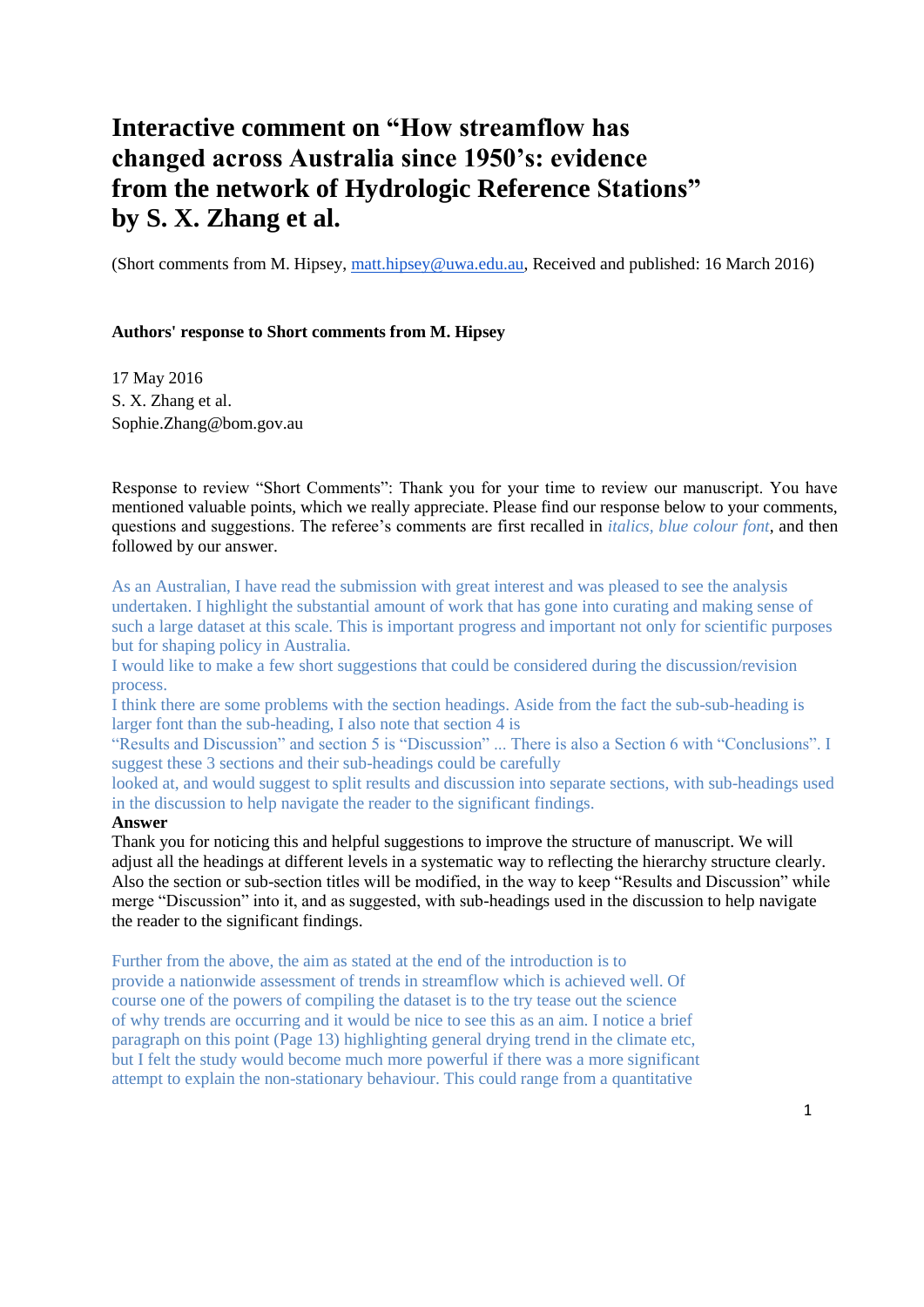# Interactive comment on "How streamflow has changed across Australia since 1950's: evidence from the network of Hydrologic Reference Stations" by S. X. Zhang et al.

(Short comments from M. Hipsey, matt.hipsey@uwa.edu.au, Received and published: 16 March 2016)

**Authors' response to Short comments from M. Hipsey**

17 May 2016
S. X. Zhang et al.
Sophie.Zhang@bom.gov.au

Response to review "Short Comments": Thank you for your time to review our manuscript. You have mentioned valuable points, which we really appreciate. Please find our response below to your comments, questions and suggestions. The referee's comments are first recalled in *italics, blue colour font*, and then followed by our answer.

*As an Australian, I have read the submission with great interest and was pleased to see the analysis undertaken. I highlight the substantial amount of work that has gone into curating and making sense of such a large dataset at this scale. This is important progress and important not only for scientific purposes but for shaping policy in Australia.*
*I would like to make a few short suggestions that could be considered during the discussion/revision process.*
*I think there are some problems with the section headings. Aside from the fact the sub-sub-heading is larger font than the sub-heading, I also note that section 4 is "Results and Discussion" and section 5 is "Discussion" ... There is also a Section 6 with "Conclusions". I suggest these 3 sections and their sub-headings could be carefully looked at, and would suggest to split results and discussion into separate sections, with sub-headings used in the discussion to help navigate the reader to the significant findings.*

**Answer**

Thank you for noticing this and helpful suggestions to improve the structure of manuscript. We will adjust all the headings at different levels in a systematic way to reflecting the hierarchy structure clearly. Also the section or sub-section titles will be modified, in the way to keep "Results and Discussion" while merge "Discussion" into it, and as suggested, with sub-headings used in the discussion to help navigate the reader to the significant findings.

*Further from the above, the aim as stated at the end of the introduction is to provide a nationwide assessment of trends in streamflow which is achieved well. Of course one of the powers of compiling the dataset is to the try tease out the science of why trends are occurring and it would be nice to see this as an aim. I notice a brief paragraph on this point (Page 13) highlighting general drying trend in the climate etc, but I felt the study would become much more powerful if there was a more significant attempt to explain the non-stationary behaviour. This could range from a quantitative*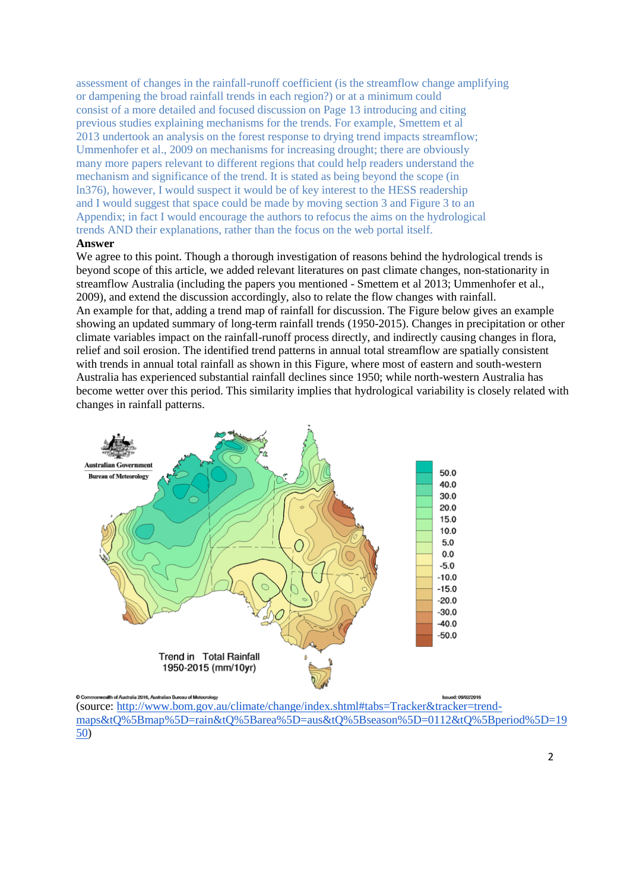assessment of changes in the rainfall-runoff coefficient (is the streamflow change amplifying or dampening the broad rainfall trends in each region?) or at a minimum could consist of a more detailed and focused discussion on Page 13 introducing and citing previous studies explaining mechanisms for the trends. For example, Smettem et al 2013 undertook an analysis on the forest response to drying trend impacts streamflow; Ummenhofer et al., 2009 on mechanisms for increasing drought; there are obviously many more papers relevant to different regions that could help readers understand the mechanism and significance of the trend. It is stated as being beyond the scope (in ln376), however, I would suspect it would be of key interest to the HESS readership and I would suggest that space could be made by moving section 3 and Figure 3 to an Appendix; in fact I would encourage the authors to refocus the aims on the hydrological trends AND their explanations, rather than the focus on the web portal itself.

**Answer**

We agree to this point. Though a thorough investigation of reasons behind the hydrological trends is beyond scope of this article, we added relevant literatures on past climate changes, non-stationarity in streamflow Australia (including the papers you mentioned - Smettem et al 2013; Ummenhofer et al., 2009), and extend the discussion accordingly, also to relate the flow changes with rainfall.

An example for that, adding a trend map of rainfall for discussion. The Figure below gives an example showing an updated summary of long-term rainfall trends (1950-2015). Changes in precipitation or other climate variables impact on the rainfall-runoff process directly, and indirectly causing changes in flora, relief and soil erosion. The identified trend patterns in annual total streamflow are spatially consistent with trends in annual total rainfall as shown in this Figure, where most of eastern and south-western Australia has experienced substantial rainfall declines since 1950; while north-western Australia has become wetter over this period. This similarity implies that hydrological variability is closely related with changes in rainfall patterns.

Trend in Total Rainfall 1950-2015 (mm/10yr)

© Commonwealth of Australia 2016, Australian Bureau of Meteorology Issued: 09/02/2016

(source: http://www.bom.gov.au/climate/change/index.shtml#tabs=Tracker&tracker=trend-maps&tQ%5Bmap%5D=rain&tQ%5Barea%5D=aus&tQ%5Bseason%5D=0112&tQ%5Bperiod%5D=1950)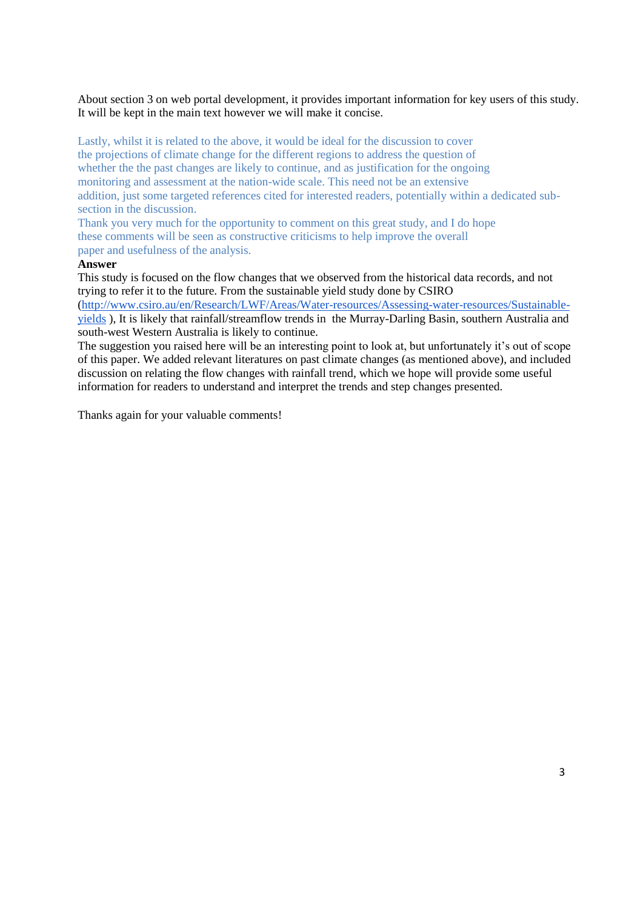About section 3 on web portal development, it provides important information for key users of this study. It will be kept in the main text however we will make it concise.

Lastly, whilst it is related to the above, it would be ideal for the discussion to cover the projections of climate change for the different regions to address the question of whether the the past changes are likely to continue, and as justification for the ongoing monitoring and assessment at the nation-wide scale. This need not be an extensive addition, just some targeted references cited for interested readers, potentially within a dedicated sub-section in the discussion.

Thank you very much for the opportunity to comment on this great study, and I do hope these comments will be seen as constructive criticisms to help improve the overall paper and usefulness of the analysis.

**Answer**

This study is focused on the flow changes that we observed from the historical data records, and not trying to refer it to the future. From the sustainable yield study done by CSIRO ([http://www.csiro.au/en/Research/LWF/Areas/Water-resources/Assessing-water-resources/Sustainable-yields](http://www.csiro.au/en/Research/LWF/Areas/Water-resources/Assessing-water-resources/Sustainable-yields) ), It is likely that rainfall/streamflow trends in the Murray-Darling Basin, southern Australia and south-west Western Australia is likely to continue.

The suggestion you raised here will be an interesting point to look at, but unfortunately it's out of scope of this paper. We added relevant literatures on past climate changes (as mentioned above), and included discussion on relating the flow changes with rainfall trend, which we hope will provide some useful information for readers to understand and interpret the trends and step changes presented.

Thanks again for your valuable comments!